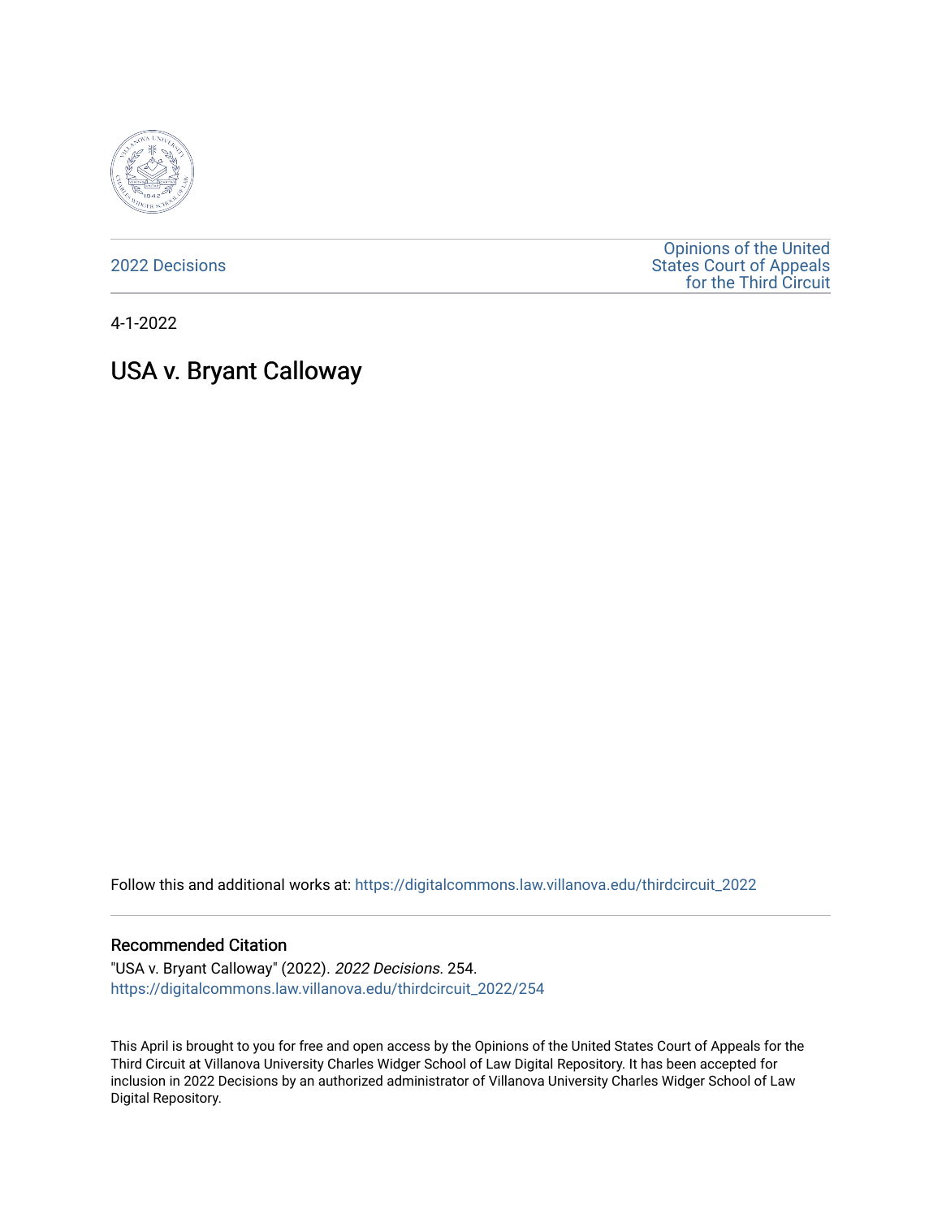2022 Decisions

Opinions of the United States Court of Appeals for the Third Circuit

4-1-2022

# USA v. Bryant Calloway

Follow this and additional works at: https://digitalcommons.law.villanova.edu/thirdcircuit_2022

## Recommended Citation

"USA v. Bryant Calloway" (2022). *2022 Decisions*. 254.
https://digitalcommons.law.villanova.edu/thirdcircuit_2022/254

This April is brought to you for free and open access by the Opinions of the United States Court of Appeals for the Third Circuit at Villanova University Charles Widger School of Law Digital Repository. It has been accepted for inclusion in 2022 Decisions by an authorized administrator of Villanova University Charles Widger School of Law Digital Repository.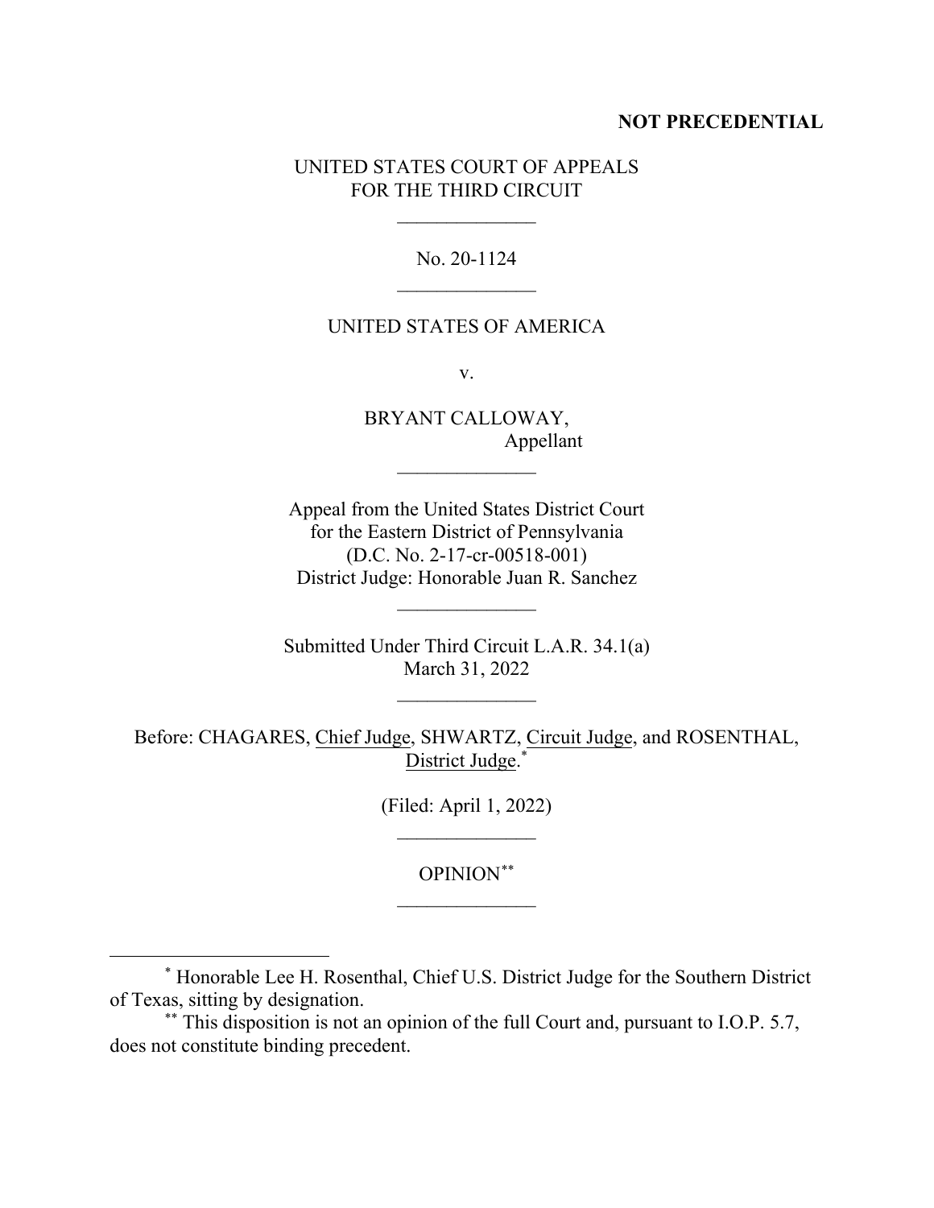**NOT PRECEDENTIAL**

UNITED STATES COURT OF APPEALS
FOR THE THIRD CIRCUIT

______________

No. 20-1124

______________

UNITED STATES OF AMERICA

v.

BRYANT CALLOWAY,
Appellant

______________

Appeal from the United States District Court
for the Eastern District of Pennsylvania
(D.C. No. 2-17-cr-00518-001)
District Judge: Honorable Juan R. Sanchez

______________

Submitted Under Third Circuit L.A.R. 34.1(a)
March 31, 2022

______________

Before: CHAGARES, Chief Judge, SHWARTZ, Circuit Judge, and ROSENTHAL, District Judge.*

(Filed: April 1, 2022)

______________

OPINION**

______________

---

* Honorable Lee H. Rosenthal, Chief U.S. District Judge for the Southern District of Texas, sitting by designation.

** This disposition is not an opinion of the full Court and, pursuant to I.O.P. 5.7, does not constitute binding precedent.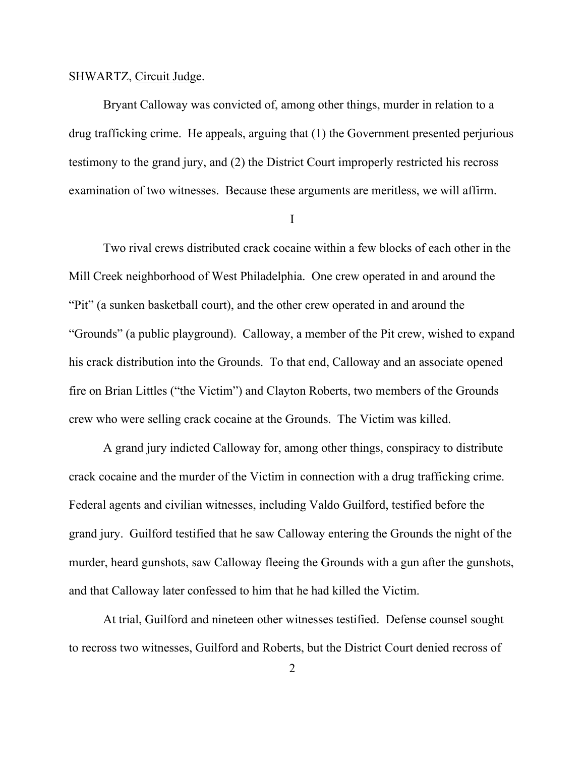SHWARTZ, Circuit Judge.

Bryant Calloway was convicted of, among other things, murder in relation to a drug trafficking crime. He appeals, arguing that (1) the Government presented perjurious testimony to the grand jury, and (2) the District Court improperly restricted his recross examination of two witnesses. Because these arguments are meritless, we will affirm.

I

Two rival crews distributed crack cocaine within a few blocks of each other in the Mill Creek neighborhood of West Philadelphia. One crew operated in and around the "Pit" (a sunken basketball court), and the other crew operated in and around the "Grounds" (a public playground). Calloway, a member of the Pit crew, wished to expand his crack distribution into the Grounds. To that end, Calloway and an associate opened fire on Brian Littles ("the Victim") and Clayton Roberts, two members of the Grounds crew who were selling crack cocaine at the Grounds. The Victim was killed.

A grand jury indicted Calloway for, among other things, conspiracy to distribute crack cocaine and the murder of the Victim in connection with a drug trafficking crime. Federal agents and civilian witnesses, including Valdo Guilford, testified before the grand jury. Guilford testified that he saw Calloway entering the Grounds the night of the murder, heard gunshots, saw Calloway fleeing the Grounds with a gun after the gunshots, and that Calloway later confessed to him that he had killed the Victim.

At trial, Guilford and nineteen other witnesses testified. Defense counsel sought to recross two witnesses, Guilford and Roberts, but the District Court denied recross of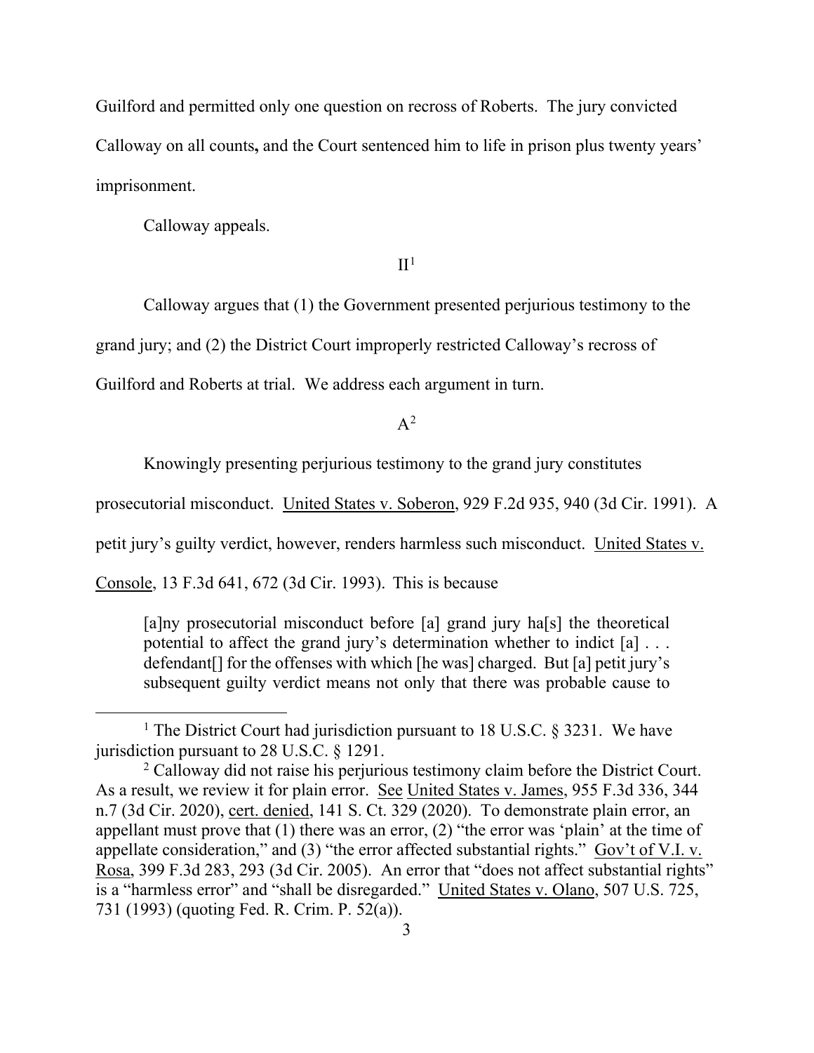Guilford and permitted only one question on recross of Roberts. The jury convicted Calloway on all counts**,** and the Court sentenced him to life in prison plus twenty years' imprisonment.

Calloway appeals.

## II[1]

Calloway argues that (1) the Government presented perjurious testimony to the grand jury; and (2) the District Court improperly restricted Calloway's recross of Guilford and Roberts at trial. We address each argument in turn.

### A[2]

Knowingly presenting perjurious testimony to the grand jury constitutes prosecutorial misconduct. United States v. Soberon, 929 F.2d 935, 940 (3d Cir. 1991). A petit jury's guilty verdict, however, renders harmless such misconduct. United States v. Console, 13 F.3d 641, 672 (3d Cir. 1993). This is because

> [a]ny prosecutorial misconduct before [a] grand jury ha[s] the theoretical potential to affect the grand jury's determination whether to indict [a] . . . defendant[] for the offenses with which [he was] charged. But [a] petit jury's subsequent guilty verdict means not only that there was probable cause to

---

[1] The District Court had jurisdiction pursuant to 18 U.S.C. § 3231. We have jurisdiction pursuant to 28 U.S.C. § 1291.

[2] Calloway did not raise his perjurious testimony claim before the District Court. As a result, we review it for plain error. See United States v. James, 955 F.3d 336, 344 n.7 (3d Cir. 2020), cert. denied, 141 S. Ct. 329 (2020). To demonstrate plain error, an appellant must prove that (1) there was an error, (2) "the error was 'plain' at the time of appellate consideration," and (3) "the error affected substantial rights." Gov't of V.I. v. Rosa, 399 F.3d 283, 293 (3d Cir. 2005). An error that "does not affect substantial rights" is a "harmless error" and "shall be disregarded." United States v. Olano, 507 U.S. 725, 731 (1993) (quoting Fed. R. Crim. P. 52(a)).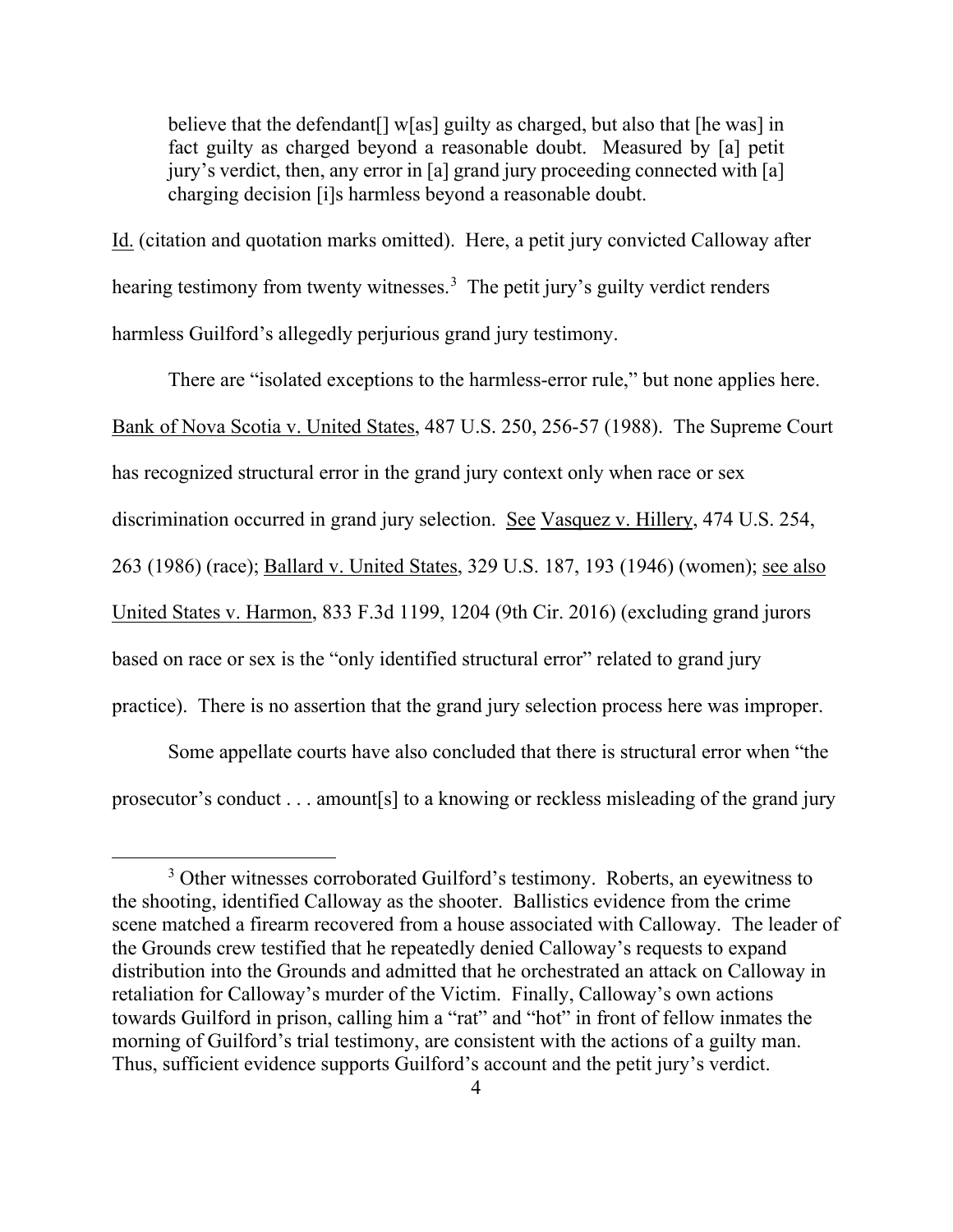> believe that the defendant[] w[as] guilty as charged, but also that [he was] in fact guilty as charged beyond a reasonable doubt. Measured by [a] petit jury's verdict, then, any error in [a] grand jury proceeding connected with [a] charging decision [i]s harmless beyond a reasonable doubt.

Id. (citation and quotation marks omitted). Here, a petit jury convicted Calloway after hearing testimony from twenty witnesses.[3] The petit jury's guilty verdict renders harmless Guilford's allegedly perjurious grand jury testimony.

There are "isolated exceptions to the harmless-error rule," but none applies here. Bank of Nova Scotia v. United States, 487 U.S. 250, 256-57 (1988). The Supreme Court has recognized structural error in the grand jury context only when race or sex discrimination occurred in grand jury selection. See Vasquez v. Hillery, 474 U.S. 254, 263 (1986) (race); Ballard v. United States, 329 U.S. 187, 193 (1946) (women); see also United States v. Harmon, 833 F.3d 1199, 1204 (9th Cir. 2016) (excluding grand jurors based on race or sex is the "only identified structural error" related to grand jury practice). There is no assertion that the grand jury selection process here was improper.

Some appellate courts have also concluded that there is structural error when "the prosecutor's conduct . . . amount[s] to a knowing or reckless misleading of the grand jury

---

[3] Other witnesses corroborated Guilford's testimony. Roberts, an eyewitness to the shooting, identified Calloway as the shooter. Ballistics evidence from the crime scene matched a firearm recovered from a house associated with Calloway. The leader of the Grounds crew testified that he repeatedly denied Calloway's requests to expand distribution into the Grounds and admitted that he orchestrated an attack on Calloway in retaliation for Calloway's murder of the Victim. Finally, Calloway's own actions towards Guilford in prison, calling him a "rat" and "hot" in front of fellow inmates the morning of Guilford's trial testimony, are consistent with the actions of a guilty man. Thus, sufficient evidence supports Guilford's account and the petit jury's verdict.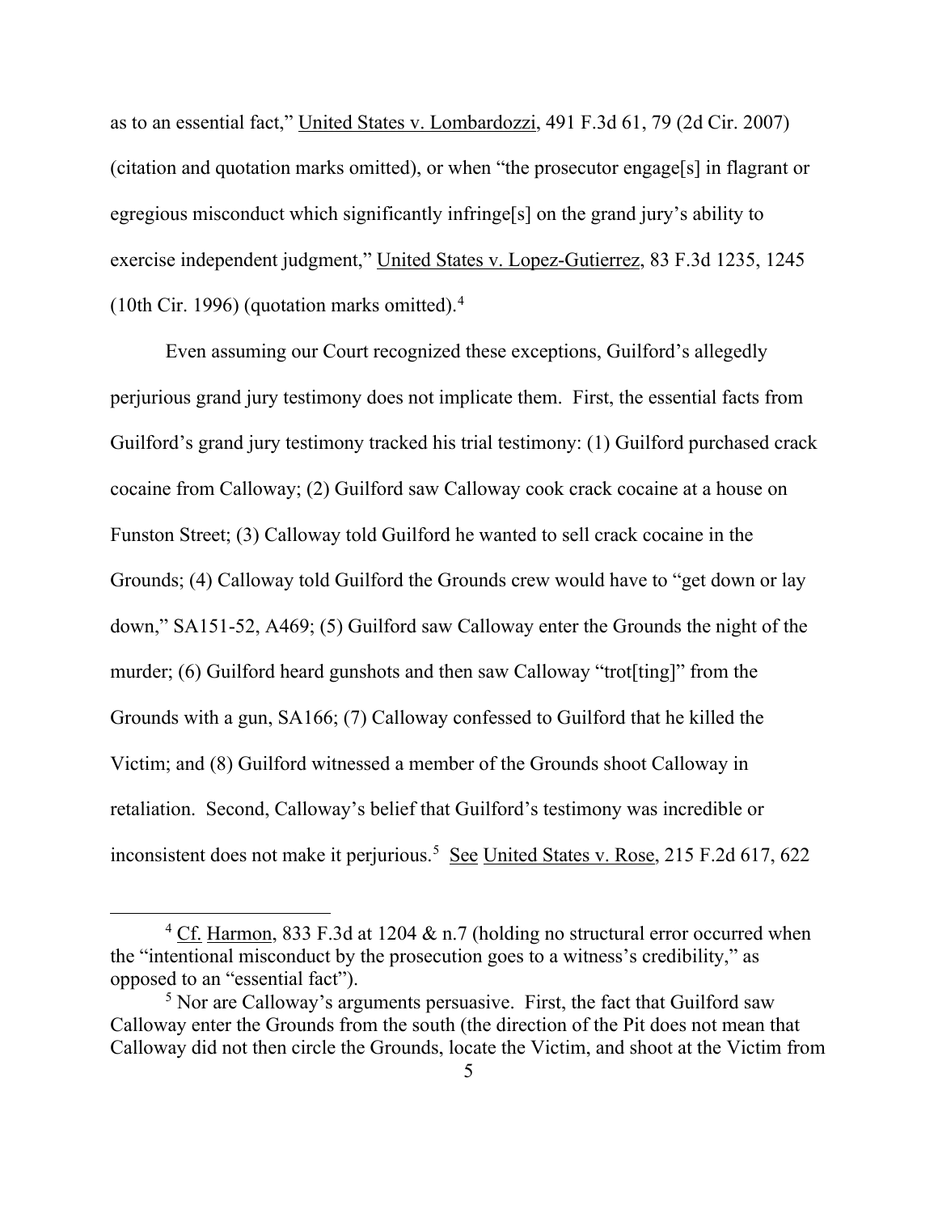as to an essential fact," United States v. Lombardozzi, 491 F.3d 61, 79 (2d Cir. 2007) (citation and quotation marks omitted), or when "the prosecutor engage[s] in flagrant or egregious misconduct which significantly infringe[s] on the grand jury's ability to exercise independent judgment," United States v. Lopez-Gutierrez, 83 F.3d 1235, 1245 (10th Cir. 1996) (quotation marks omitted).[4]

Even assuming our Court recognized these exceptions, Guilford's allegedly perjurious grand jury testimony does not implicate them. First, the essential facts from Guilford's grand jury testimony tracked his trial testimony: (1) Guilford purchased crack cocaine from Calloway; (2) Guilford saw Calloway cook crack cocaine at a house on Funston Street; (3) Calloway told Guilford he wanted to sell crack cocaine in the Grounds; (4) Calloway told Guilford the Grounds crew would have to "get down or lay down," SA151-52, A469; (5) Guilford saw Calloway enter the Grounds the night of the murder; (6) Guilford heard gunshots and then saw Calloway "trot[ting]" from the Grounds with a gun, SA166; (7) Calloway confessed to Guilford that he killed the Victim; and (8) Guilford witnessed a member of the Grounds shoot Calloway in retaliation. Second, Calloway's belief that Guilford's testimony was incredible or inconsistent does not make it perjurious.[5] See United States v. Rose, 215 F.2d 617, 622

[4] Cf. Harmon, 833 F.3d at 1204 & n.7 (holding no structural error occurred when the "intentional misconduct by the prosecution goes to a witness's credibility," as opposed to an "essential fact").

[5] Nor are Calloway's arguments persuasive. First, the fact that Guilford saw Calloway enter the Grounds from the south (the direction of the Pit does not mean that Calloway did not then circle the Grounds, locate the Victim, and shoot at the Victim from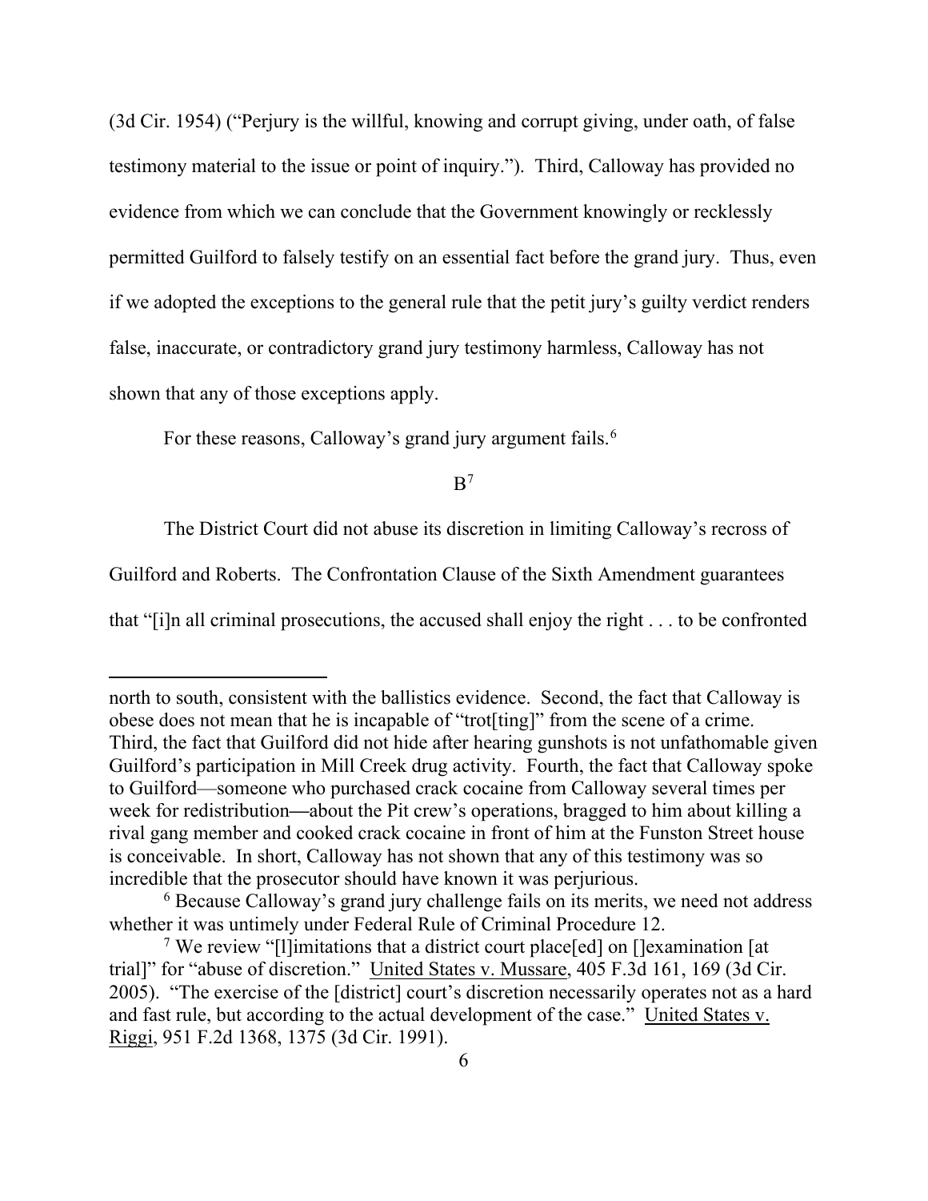(3d Cir. 1954) ("Perjury is the willful, knowing and corrupt giving, under oath, of false testimony material to the issue or point of inquiry."). Third, Calloway has provided no evidence from which we can conclude that the Government knowingly or recklessly permitted Guilford to falsely testify on an essential fact before the grand jury. Thus, even if we adopted the exceptions to the general rule that the petit jury's guilty verdict renders false, inaccurate, or contradictory grand jury testimony harmless, Calloway has not shown that any of those exceptions apply.

For these reasons, Calloway's grand jury argument fails.[6]

B[7]

The District Court did not abuse its discretion in limiting Calloway's recross of Guilford and Roberts. The Confrontation Clause of the Sixth Amendment guarantees that "[i]n all criminal prosecutions, the accused shall enjoy the right . . . to be confronted

---

north to south, consistent with the ballistics evidence. Second, the fact that Calloway is obese does not mean that he is incapable of "trot[ting]" from the scene of a crime. Third, the fact that Guilford did not hide after hearing gunshots is not unfathomable given Guilford's participation in Mill Creek drug activity. Fourth, the fact that Calloway spoke to Guilford—someone who purchased crack cocaine from Calloway several times per week for redistribution—about the Pit crew's operations, bragged to him about killing a rival gang member and cooked crack cocaine in front of him at the Funston Street house is conceivable. In short, Calloway has not shown that any of this testimony was so incredible that the prosecutor should have known it was perjurious.

[6] Because Calloway's grand jury challenge fails on its merits, we need not address whether it was untimely under Federal Rule of Criminal Procedure 12.

[7] We review "[l]imitations that a district court place[ed] on []examination [at trial]" for "abuse of discretion." United States v. Mussare, 405 F.3d 161, 169 (3d Cir. 2005). "The exercise of the [district] court's discretion necessarily operates not as a hard and fast rule, but according to the actual development of the case." United States v. Riggi, 951 F.2d 1368, 1375 (3d Cir. 1991).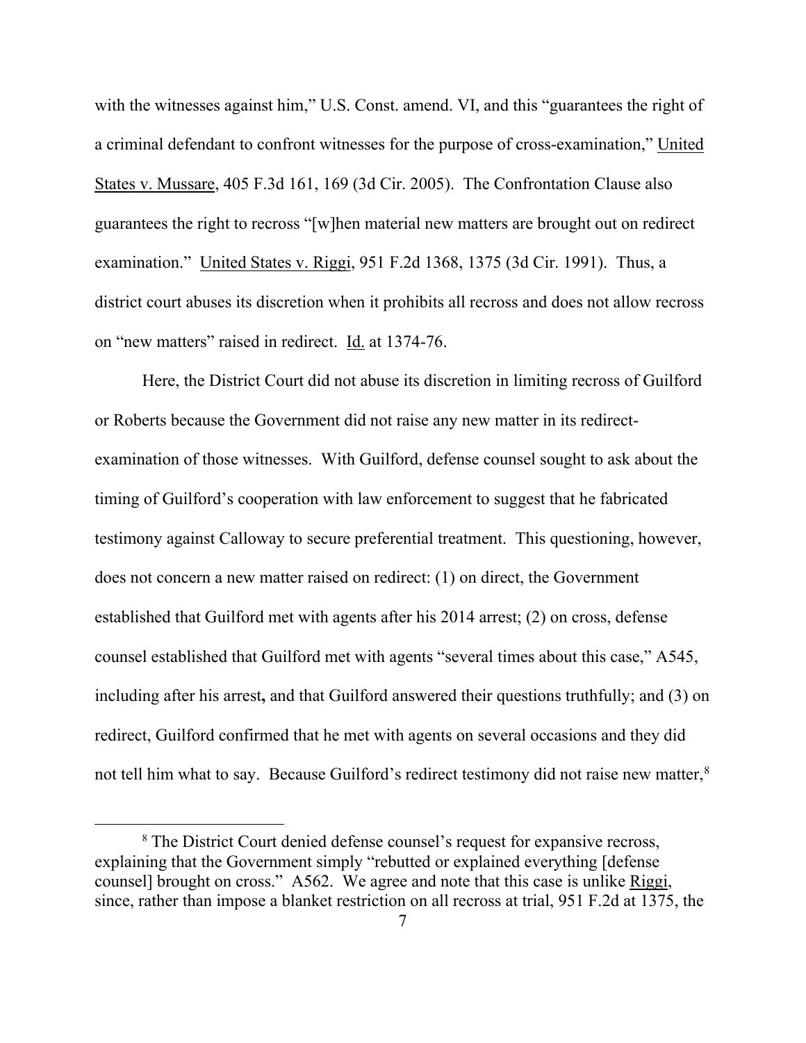with the witnesses against him," U.S. Const. amend. VI, and this "guarantees the right of a criminal defendant to confront witnesses for the purpose of cross-examination," United States v. Mussare, 405 F.3d 161, 169 (3d Cir. 2005). The Confrontation Clause also guarantees the right to recross "[w]hen material new matters are brought out on redirect examination." United States v. Riggi, 951 F.2d 1368, 1375 (3d Cir. 1991). Thus, a district court abuses its discretion when it prohibits all recross and does not allow recross on "new matters" raised in redirect. Id. at 1374-76.

Here, the District Court did not abuse its discretion in limiting recross of Guilford or Roberts because the Government did not raise any new matter in its redirect-examination of those witnesses. With Guilford, defense counsel sought to ask about the timing of Guilford's cooperation with law enforcement to suggest that he fabricated testimony against Calloway to secure preferential treatment. This questioning, however, does not concern a new matter raised on redirect: (1) on direct, the Government established that Guilford met with agents after his 2014 arrest; (2) on cross, defense counsel established that Guilford met with agents "several times about this case," A545, including after his arrest**,** and that Guilford answered their questions truthfully; and (3) on redirect, Guilford confirmed that he met with agents on several occasions and they did not tell him what to say. Because Guilford's redirect testimony did not raise new matter,[8]

[8] The District Court denied defense counsel's request for expansive recross, explaining that the Government simply "rebutted or explained everything [defense counsel] brought on cross." A562. We agree and note that this case is unlike Riggi, since, rather than impose a blanket restriction on all recross at trial, 951 F.2d at 1375, the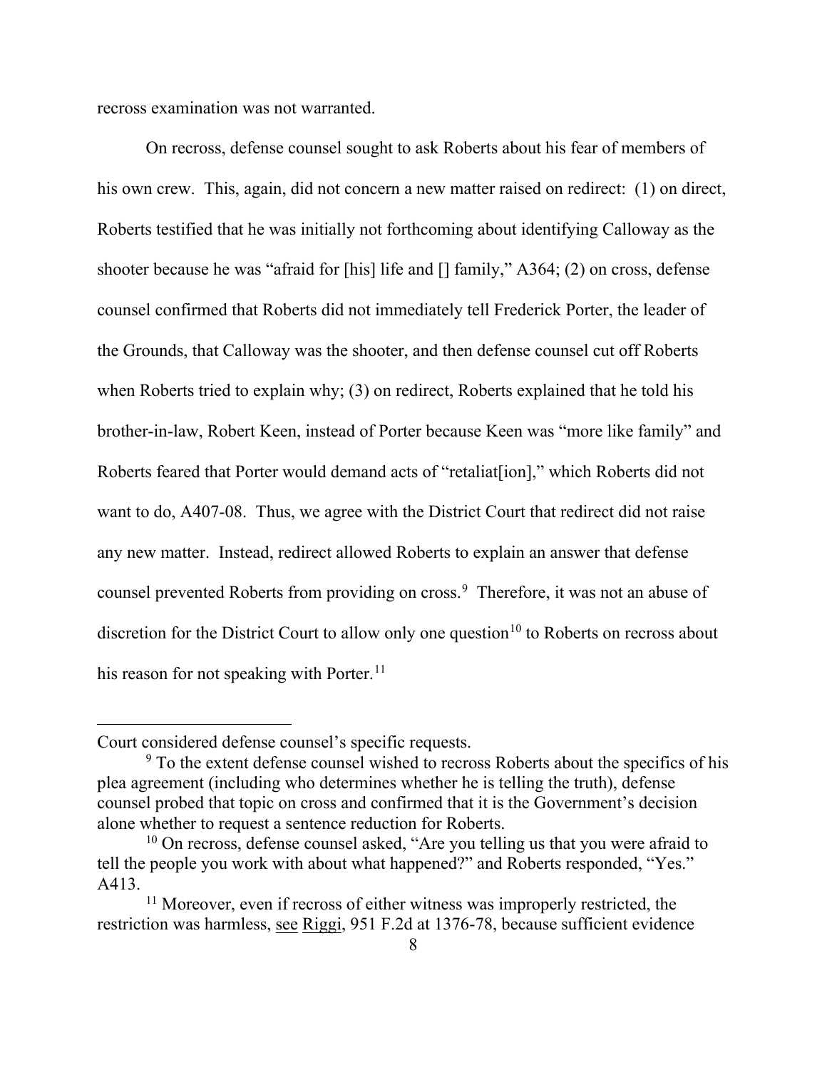recross examination was not warranted.

On recross, defense counsel sought to ask Roberts about his fear of members of his own crew. This, again, did not concern a new matter raised on redirect: (1) on direct, Roberts testified that he was initially not forthcoming about identifying Calloway as the shooter because he was "afraid for [his] life and [] family," A364; (2) on cross, defense counsel confirmed that Roberts did not immediately tell Frederick Porter, the leader of the Grounds, that Calloway was the shooter, and then defense counsel cut off Roberts when Roberts tried to explain why; (3) on redirect, Roberts explained that he told his brother-in-law, Robert Keen, instead of Porter because Keen was "more like family" and Roberts feared that Porter would demand acts of "retaliat[ion]," which Roberts did not want to do, A407-08. Thus, we agree with the District Court that redirect did not raise any new matter. Instead, redirect allowed Roberts to explain an answer that defense counsel prevented Roberts from providing on cross.[9] Therefore, it was not an abuse of discretion for the District Court to allow only one question[10] to Roberts on recross about his reason for not speaking with Porter.[11]

---

Court considered defense counsel's specific requests.

[9] To the extent defense counsel wished to recross Roberts about the specifics of his plea agreement (including who determines whether he is telling the truth), defense counsel probed that topic on cross and confirmed that it is the Government's decision alone whether to request a sentence reduction for Roberts.

[10] On recross, defense counsel asked, "Are you telling us that you were afraid to tell the people you work with about what happened?" and Roberts responded, "Yes." A413.

[11] Moreover, even if recross of either witness was improperly restricted, the restriction was harmless, see Riggi, 951 F.2d at 1376-78, because sufficient evidence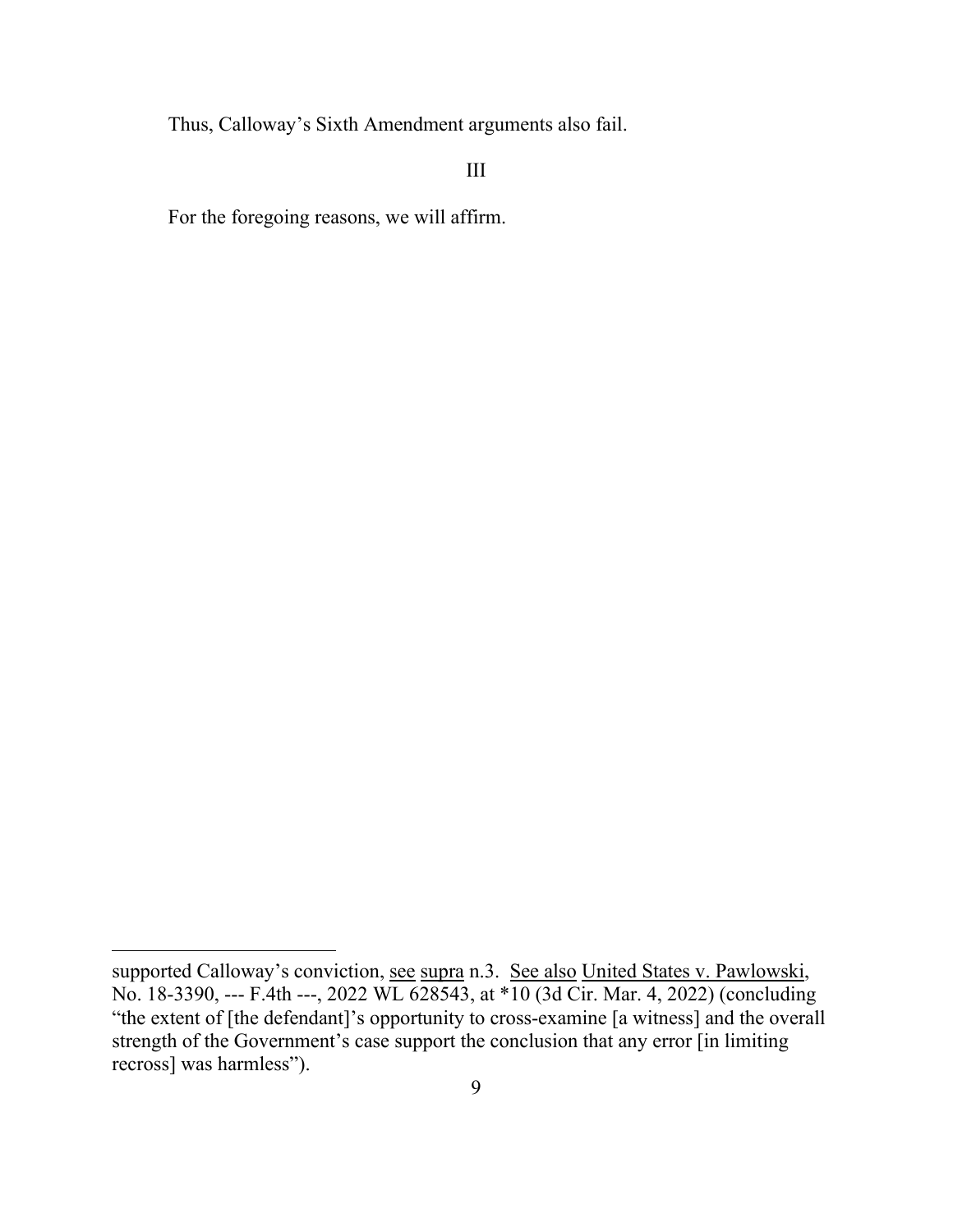Thus, Calloway's Sixth Amendment arguments also fail.

## III

For the foregoing reasons, we will affirm.

---

supported Calloway's conviction, see supra n.3. See also United States v. Pawlowski, No. 18-3390, --- F.4th ---, 2022 WL 628543, at *10 (3d Cir. Mar. 4, 2022) (concluding "the extent of [the defendant]'s opportunity to cross-examine [a witness] and the overall strength of the Government's case support the conclusion that any error [in limiting recross] was harmless").